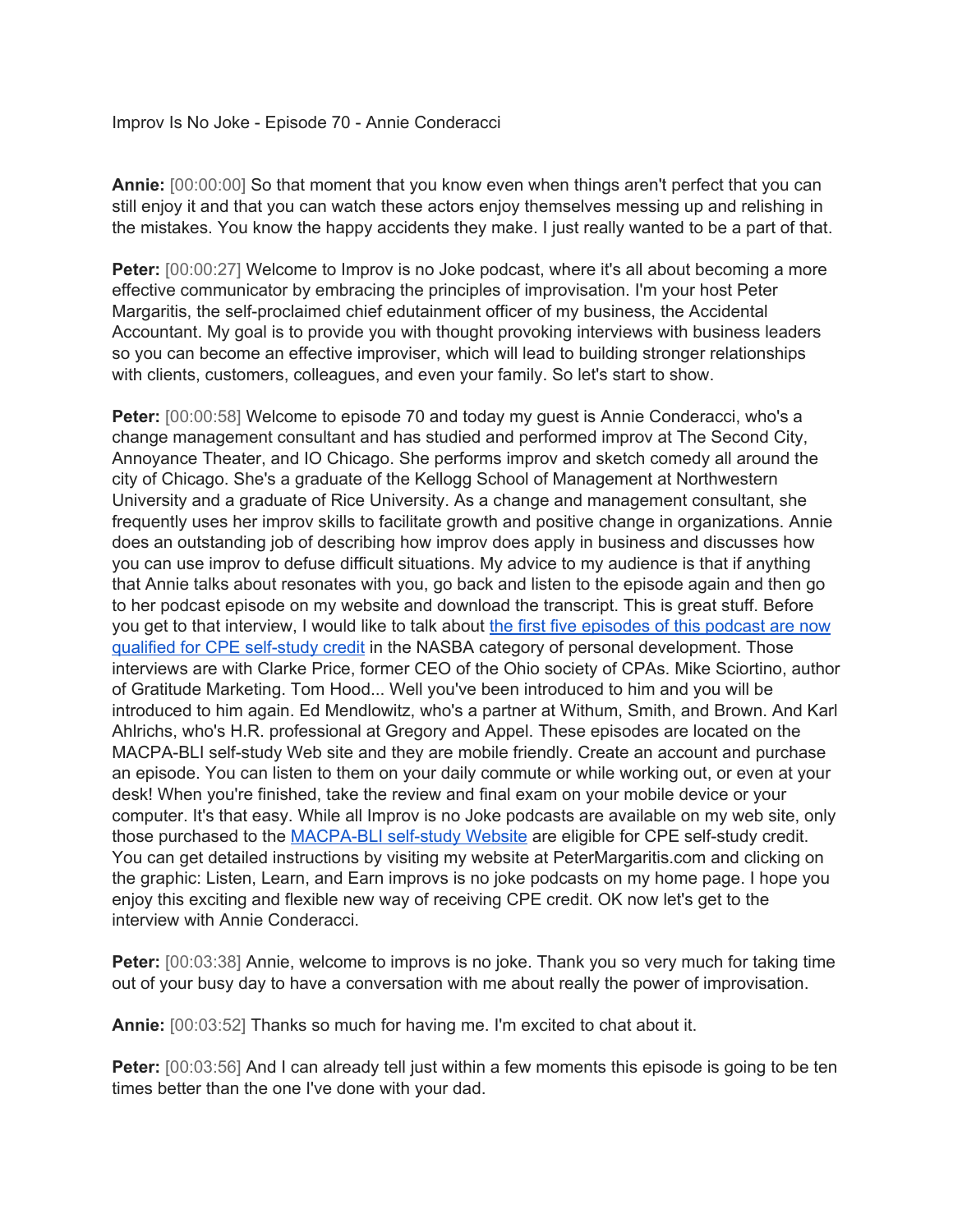Improv Is No Joke - Episode 70 - Annie Conderacci

**Annie:** [00:00:00] So that moment that you know even when things aren't perfect that you can still enjoy it and that you can watch these actors enjoy themselves messing up and relishing in the mistakes. You know the happy accidents they make. I just really wanted to be a part of that.

**Peter:** [00:00:27] Welcome to Improv is no Joke podcast, where it's all about becoming a more effective communicator by embracing the principles of improvisation. I'm your host Peter Margaritis, the self-proclaimed chief edutainment officer of my business, the Accidental Accountant. My goal is to provide you with thought provoking interviews with business leaders so you can become an effective improviser, which will lead to building stronger relationships with clients, customers, colleagues, and even your family. So let's start to show.

**Peter:** [00:00:58] Welcome to episode 70 and today my guest is Annie Conderacci, who's a change management consultant and has studied and performed improv at The Second City, Annoyance Theater, and IO Chicago. She performs improv and sketch comedy all around the city of Chicago. She's a graduate of the Kellogg School of Management at Northwestern University and a graduate of Rice University. As a change and management consultant, she frequently uses her improv skills to facilitate growth and positive change in organizations. Annie does an outstanding job of describing how improv does apply in business and discusses how you can use improv to defuse difficult situations. My advice to my audience is that if anything that Annie talks about resonates with you, go back and listen to the episode again and then go to her podcast episode on my website and download the transcript. This is great stuff. Before you get to that interview, I would like to talk about [the first five episodes of this podcast are now qualified for CPE self-study credit] in the NASBA category of personal development. Those interviews are with Clarke Price, former CEO of the Ohio society of CPAs. Mike Sciortino, author of Gratitude Marketing. Tom Hood... Well you've been introduced to him and you will be introduced to him again. Ed Mendlowitz, who's a partner at Withum, Smith, and Brown. And Karl Ahlrichs, who's H.R. professional at Gregory and Appel. These episodes are located on the MACPA-BLI self-study Web site and they are mobile friendly. Create an account and purchase an episode. You can listen to them on your daily commute or while working out, or even at your desk! When you're finished, take the review and final exam on your mobile device or your computer. It's that easy. While all Improv is no Joke podcasts are available on my web site, only those purchased to the [MACPA-BLI self-study Website] are eligible for CPE self-study credit. You can get detailed instructions by visiting my website at PeterMargaritis.com and clicking on the graphic: Listen, Learn, and Earn improvs is no joke podcasts on my home page. I hope you enjoy this exciting and flexible new way of receiving CPE credit. OK now let's get to the interview with Annie Conderacci.

**Peter:** [00:03:38] Annie, welcome to improvs is no joke. Thank you so very much for taking time out of your busy day to have a conversation with me about really the power of improvisation.

**Annie:** [00:03:52] Thanks so much for having me. I'm excited to chat about it.

**Peter:** [00:03:56] And I can already tell just within a few moments this episode is going to be ten times better than the one I've done with your dad.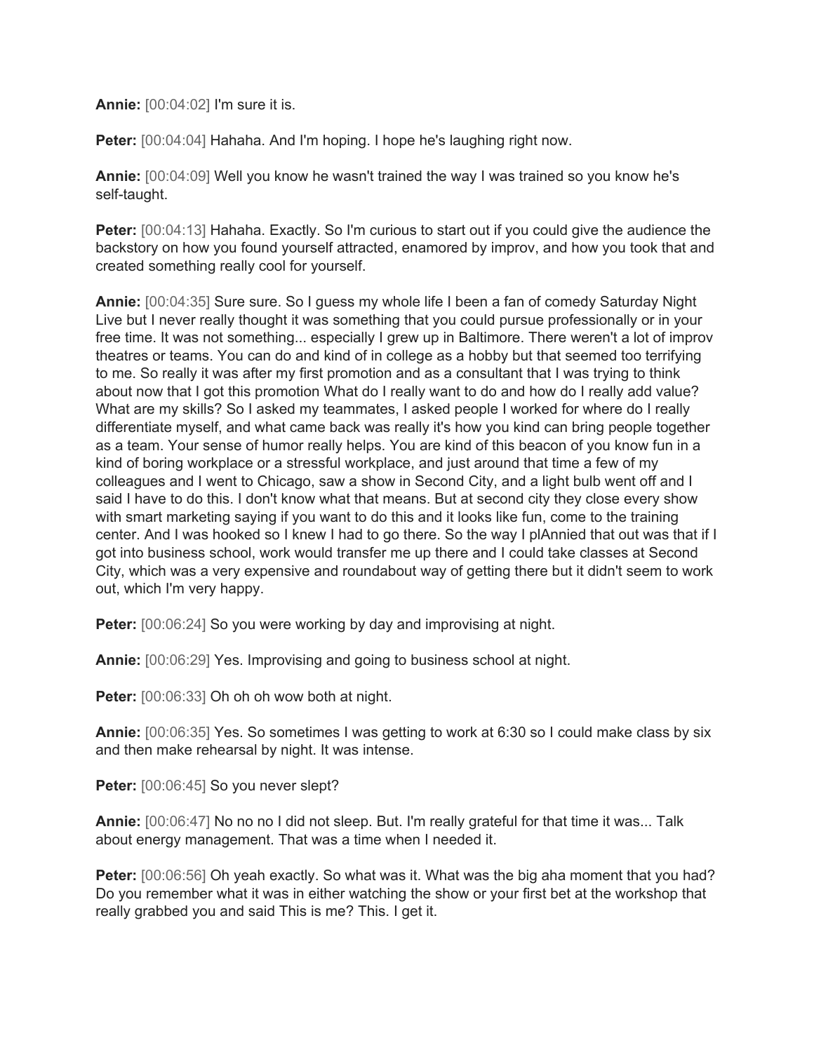**Annie:** [00:04:02] I'm sure it is.

**Peter:** [00:04:04] Hahaha. And I'm hoping. I hope he's laughing right now.

**Annie:** [00:04:09] Well you know he wasn't trained the way I was trained so you know he's self-taught.

**Peter:** [00:04:13] Hahaha. Exactly. So I'm curious to start out if you could give the audience the backstory on how you found yourself attracted, enamored by improv, and how you took that and created something really cool for yourself.

**Annie:** [00:04:35] Sure sure. So I guess my whole life I been a fan of comedy Saturday Night Live but I never really thought it was something that you could pursue professionally or in your free time. It was not something... especially I grew up in Baltimore. There weren't a lot of improv theatres or teams. You can do and kind of in college as a hobby but that seemed too terrifying to me. So really it was after my first promotion and as a consultant that I was trying to think about now that I got this promotion What do I really want to do and how do I really add value? What are my skills? So I asked my teammates, I asked people I worked for where do I really differentiate myself, and what came back was really it's how you kind can bring people together as a team. Your sense of humor really helps. You are kind of this beacon of you know fun in a kind of boring workplace or a stressful workplace, and just around that time a few of my colleagues and I went to Chicago, saw a show in Second City, and a light bulb went off and I said I have to do this. I don't know what that means. But at second city they close every show with smart marketing saying if you want to do this and it looks like fun, come to the training center. And I was hooked so I knew I had to go there. So the way I plAnnied that out was that if I got into business school, work would transfer me up there and I could take classes at Second City, which was a very expensive and roundabout way of getting there but it didn't seem to work out, which I'm very happy.

**Peter:** [00:06:24] So you were working by day and improvising at night.

**Annie:** [00:06:29] Yes. Improvising and going to business school at night.

**Peter:** [00:06:33] Oh oh oh wow both at night.

**Annie:** [00:06:35] Yes. So sometimes I was getting to work at 6:30 so I could make class by six and then make rehearsal by night. It was intense.

**Peter:** [00:06:45] So you never slept?

**Annie:** [00:06:47] No no no I did not sleep. But. I'm really grateful for that time it was... Talk about energy management. That was a time when I needed it.

**Peter:** [00:06:56] Oh yeah exactly. So what was it. What was the big aha moment that you had? Do you remember what it was in either watching the show or your first bet at the workshop that really grabbed you and said This is me? This. I get it.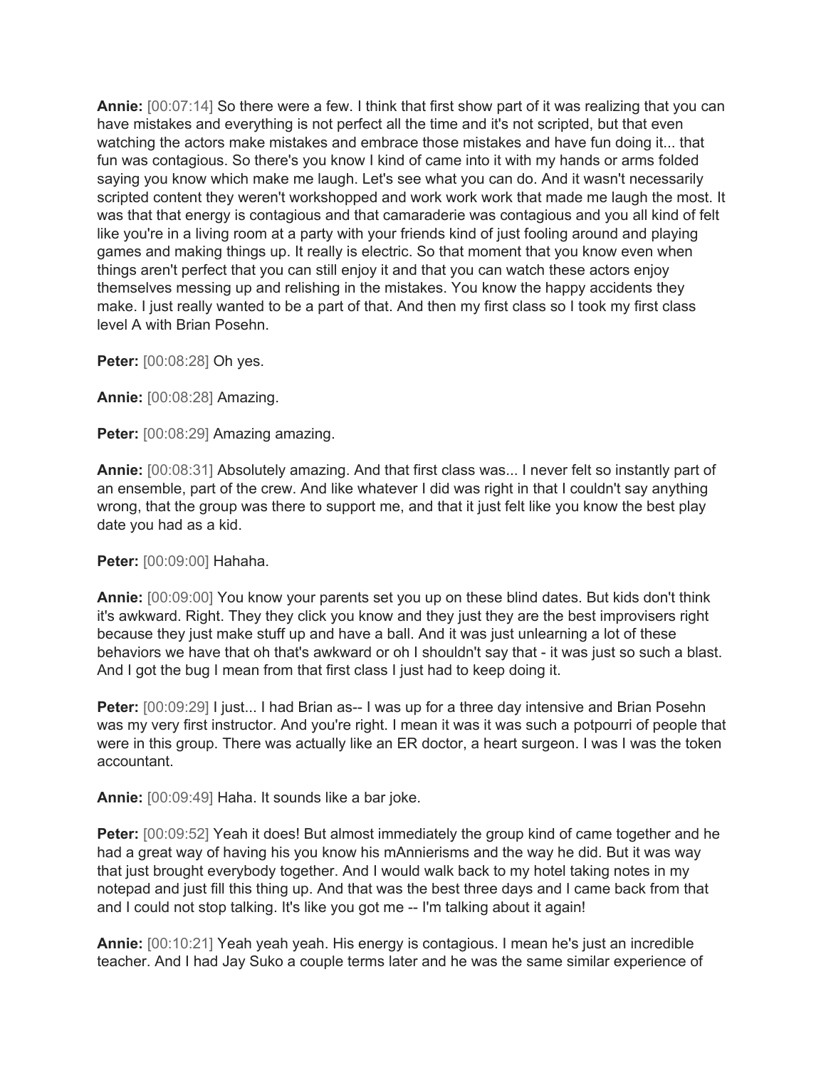**Annie:** [00:07:14] So there were a few. I think that first show part of it was realizing that you can have mistakes and everything is not perfect all the time and it's not scripted, but that even watching the actors make mistakes and embrace those mistakes and have fun doing it... that fun was contagious. So there's you know I kind of came into it with my hands or arms folded saying you know which make me laugh. Let's see what you can do. And it wasn't necessarily scripted content they weren't workshopped and work work work that made me laugh the most. It was that that energy is contagious and that camaraderie was contagious and you all kind of felt like you're in a living room at a party with your friends kind of just fooling around and playing games and making things up. It really is electric. So that moment that you know even when things aren't perfect that you can still enjoy it and that you can watch these actors enjoy themselves messing up and relishing in the mistakes. You know the happy accidents they make. I just really wanted to be a part of that. And then my first class so I took my first class level A with Brian Posehn.

**Peter:** [00:08:28] Oh yes.

**Annie:** [00:08:28] Amazing.

**Peter:** [00:08:29] Amazing amazing.

**Annie:** [00:08:31] Absolutely amazing. And that first class was... I never felt so instantly part of an ensemble, part of the crew. And like whatever I did was right in that I couldn't say anything wrong, that the group was there to support me, and that it just felt like you know the best play date you had as a kid.

**Peter:** [00:09:00] Hahaha.

**Annie:** [00:09:00] You know your parents set you up on these blind dates. But kids don't think it's awkward. Right. They they click you know and they just they are the best improvisers right because they just make stuff up and have a ball. And it was just unlearning a lot of these behaviors we have that oh that's awkward or oh I shouldn't say that - it was just so such a blast. And I got the bug I mean from that first class I just had to keep doing it.

**Peter:** [00:09:29] I just... I had Brian as-- I was up for a three day intensive and Brian Posehn was my very first instructor. And you're right. I mean it was it was such a potpourri of people that were in this group. There was actually like an ER doctor, a heart surgeon. I was I was the token accountant.

**Annie:** [00:09:49] Haha. It sounds like a bar joke.

**Peter:** [00:09:52] Yeah it does! But almost immediately the group kind of came together and he had a great way of having his you know his mAnnierisms and the way he did. But it was way that just brought everybody together. And I would walk back to my hotel taking notes in my notepad and just fill this thing up. And that was the best three days and I came back from that and I could not stop talking. It's like you got me -- I'm talking about it again!

**Annie:** [00:10:21] Yeah yeah yeah. His energy is contagious. I mean he's just an incredible teacher. And I had Jay Suko a couple terms later and he was the same similar experience of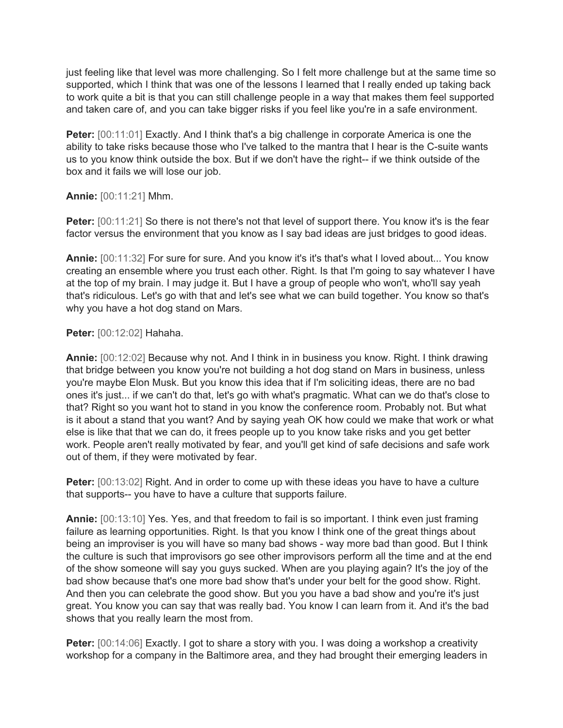just feeling like that level was more challenging. So I felt more challenge but at the same time so supported, which I think that was one of the lessons I learned that I really ended up taking back to work quite a bit is that you can still challenge people in a way that makes them feel supported and taken care of, and you can take bigger risks if you feel like you're in a safe environment.

**Peter:** [00:11:01] Exactly. And I think that's a big challenge in corporate America is one the ability to take risks because those who I've talked to the mantra that I hear is the C-suite wants us to you know think outside the box. But if we don't have the right-- if we think outside of the box and it fails we will lose our job.

**Annie:** [00:11:21] Mhm.

**Peter:** [00:11:21] So there is not there's not that level of support there. You know it's is the fear factor versus the environment that you know as I say bad ideas are just bridges to good ideas.

**Annie:** [00:11:32] For sure for sure. And you know it's it's that's what I loved about... You know creating an ensemble where you trust each other. Right. Is that I'm going to say whatever I have at the top of my brain. I may judge it. But I have a group of people who won't, who'll say yeah that's ridiculous. Let's go with that and let's see what we can build together. You know so that's why you have a hot dog stand on Mars.

**Peter:** [00:12:02] Hahaha.

**Annie:** [00:12:02] Because why not. And I think in in business you know. Right. I think drawing that bridge between you know you're not building a hot dog stand on Mars in business, unless you're maybe Elon Musk. But you know this idea that if I'm soliciting ideas, there are no bad ones it's just... if we can't do that, let's go with what's pragmatic. What can we do that's close to that? Right so you want hot to stand in you know the conference room. Probably not. But what is it about a stand that you want? And by saying yeah OK how could we make that work or what else is like that that we can do, it frees people up to you know take risks and you get better work. People aren't really motivated by fear, and you'll get kind of safe decisions and safe work out of them, if they were motivated by fear.

**Peter:** [00:13:02] Right. And in order to come up with these ideas you have to have a culture that supports-- you have to have a culture that supports failure.

**Annie:** [00:13:10] Yes. Yes, and that freedom to fail is so important. I think even just framing failure as learning opportunities. Right. Is that you know I think one of the great things about being an improviser is you will have so many bad shows - way more bad than good. But I think the culture is such that improvisors go see other improvisors perform all the time and at the end of the show someone will say you guys sucked. When are you playing again? It's the joy of the bad show because that's one more bad show that's under your belt for the good show. Right. And then you can celebrate the good show. But you you have a bad show and you're it's just great. You know you can say that was really bad. You know I can learn from it. And it's the bad shows that you really learn the most from.

**Peter:** [00:14:06] Exactly. I got to share a story with you. I was doing a workshop a creativity workshop for a company in the Baltimore area, and they had brought their emerging leaders in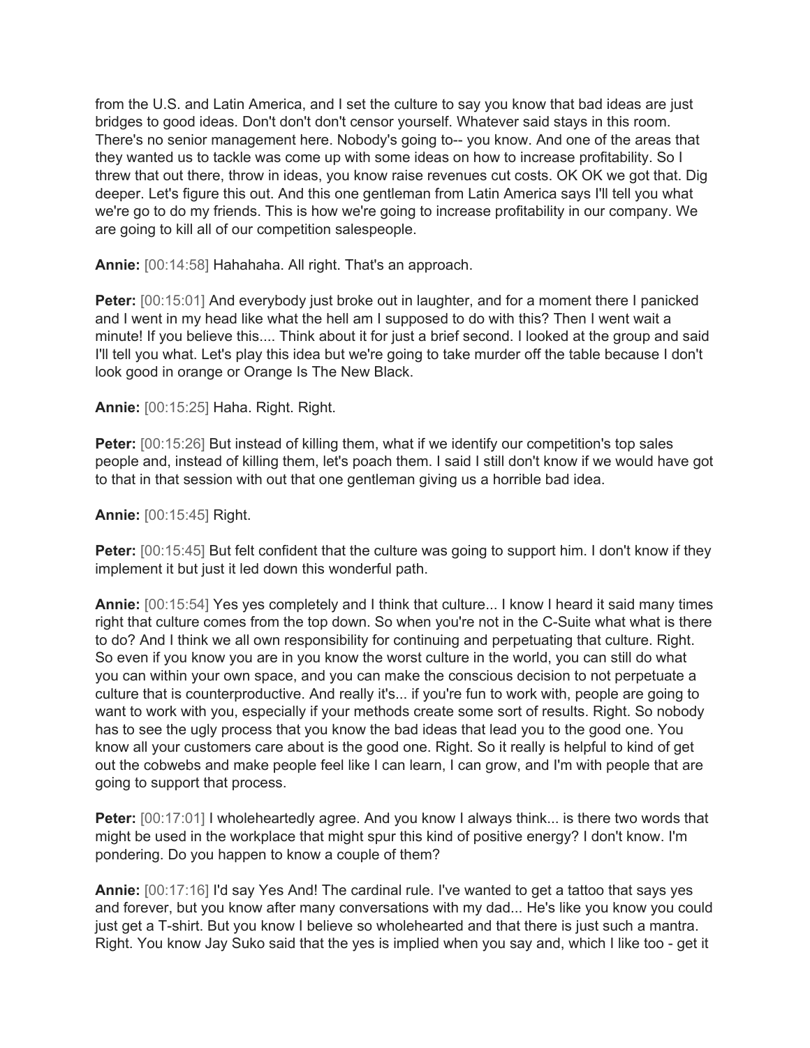from the U.S. and Latin America, and I set the culture to say you know that bad ideas are just bridges to good ideas. Don't don't don't censor yourself. Whatever said stays in this room. There's no senior management here. Nobody's going to-- you know. And one of the areas that they wanted us to tackle was come up with some ideas on how to increase profitability. So I threw that out there, throw in ideas, you know raise revenues cut costs. OK OK we got that. Dig deeper. Let's figure this out. And this one gentleman from Latin America says I'll tell you what we're go to do my friends. This is how we're going to increase profitability in our company. We are going to kill all of our competition salespeople.

**Annie:** [00:14:58] Hahahaha. All right. That's an approach.

**Peter:** [00:15:01] And everybody just broke out in laughter, and for a moment there I panicked and I went in my head like what the hell am I supposed to do with this? Then I went wait a minute! If you believe this.... Think about it for just a brief second. I looked at the group and said I'll tell you what. Let's play this idea but we're going to take murder off the table because I don't look good in orange or Orange Is The New Black.

**Annie:** [00:15:25] Haha. Right. Right.

**Peter:** [00:15:26] But instead of killing them, what if we identify our competition's top sales people and, instead of killing them, let's poach them. I said I still don't know if we would have got to that in that session with out that one gentleman giving us a horrible bad idea.

**Annie:** [00:15:45] Right.

**Peter:** [00:15:45] But felt confident that the culture was going to support him. I don't know if they implement it but just it led down this wonderful path.

**Annie:** [00:15:54] Yes yes completely and I think that culture... I know I heard it said many times right that culture comes from the top down. So when you're not in the C-Suite what what is there to do? And I think we all own responsibility for continuing and perpetuating that culture. Right. So even if you know you are in you know the worst culture in the world, you can still do what you can within your own space, and you can make the conscious decision to not perpetuate a culture that is counterproductive. And really it's... if you're fun to work with, people are going to want to work with you, especially if your methods create some sort of results. Right. So nobody has to see the ugly process that you know the bad ideas that lead you to the good one. You know all your customers care about is the good one. Right. So it really is helpful to kind of get out the cobwebs and make people feel like I can learn, I can grow, and I'm with people that are going to support that process.

**Peter:** [00:17:01] I wholeheartedly agree. And you know I always think... is there two words that might be used in the workplace that might spur this kind of positive energy? I don't know. I'm pondering. Do you happen to know a couple of them?

**Annie:** [00:17:16] I'd say Yes And! The cardinal rule. I've wanted to get a tattoo that says yes and forever, but you know after many conversations with my dad... He's like you know you could just get a T-shirt. But you know I believe so wholehearted and that there is just such a mantra. Right. You know Jay Suko said that the yes is implied when you say and, which I like too - get it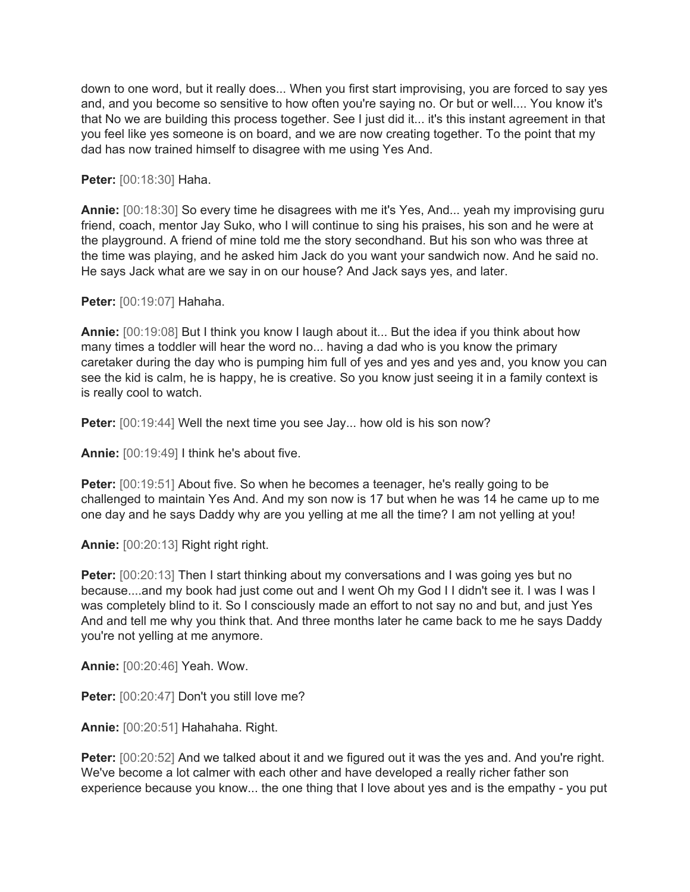down to one word, but it really does... When you first start improvising, you are forced to say yes and, and you become so sensitive to how often you're saying no. Or but or well.... You know it's that No we are building this process together. See I just did it... it's this instant agreement in that you feel like yes someone is on board, and we are now creating together. To the point that my dad has now trained himself to disagree with me using Yes And.

**Peter:** [00:18:30] Haha.

**Annie:** [00:18:30] So every time he disagrees with me it's Yes, And... yeah my improvising guru friend, coach, mentor Jay Suko, who I will continue to sing his praises, his son and he were at the playground. A friend of mine told me the story secondhand. But his son who was three at the time was playing, and he asked him Jack do you want your sandwich now. And he said no. He says Jack what are we say in on our house? And Jack says yes, and later.

**Peter:** [00:19:07] Hahaha.

**Annie:** [00:19:08] But I think you know I laugh about it... But the idea if you think about how many times a toddler will hear the word no... having a dad who is you know the primary caretaker during the day who is pumping him full of yes and yes and yes and, you know you can see the kid is calm, he is happy, he is creative. So you know just seeing it in a family context is is really cool to watch.

**Peter:** [00:19:44] Well the next time you see Jay... how old is his son now?

**Annie:** [00:19:49] I think he's about five.

**Peter:** [00:19:51] About five. So when he becomes a teenager, he's really going to be challenged to maintain Yes And. And my son now is 17 but when he was 14 he came up to me one day and he says Daddy why are you yelling at me all the time? I am not yelling at you!

**Annie:** [00:20:13] Right right right.

**Peter:** [00:20:13] Then I start thinking about my conversations and I was going yes but no because....and my book had just come out and I went Oh my God I I didn't see it. I was I was I was completely blind to it. So I consciously made an effort to not say no and but, and just Yes And and tell me why you think that. And three months later he came back to me he says Daddy you're not yelling at me anymore.

**Annie:** [00:20:46] Yeah. Wow.

**Peter:** [00:20:47] Don't you still love me?

**Annie:** [00:20:51] Hahahaha. Right.

**Peter:** [00:20:52] And we talked about it and we figured out it was the yes and. And you're right. We've become a lot calmer with each other and have developed a really richer father son experience because you know... the one thing that I love about yes and is the empathy - you put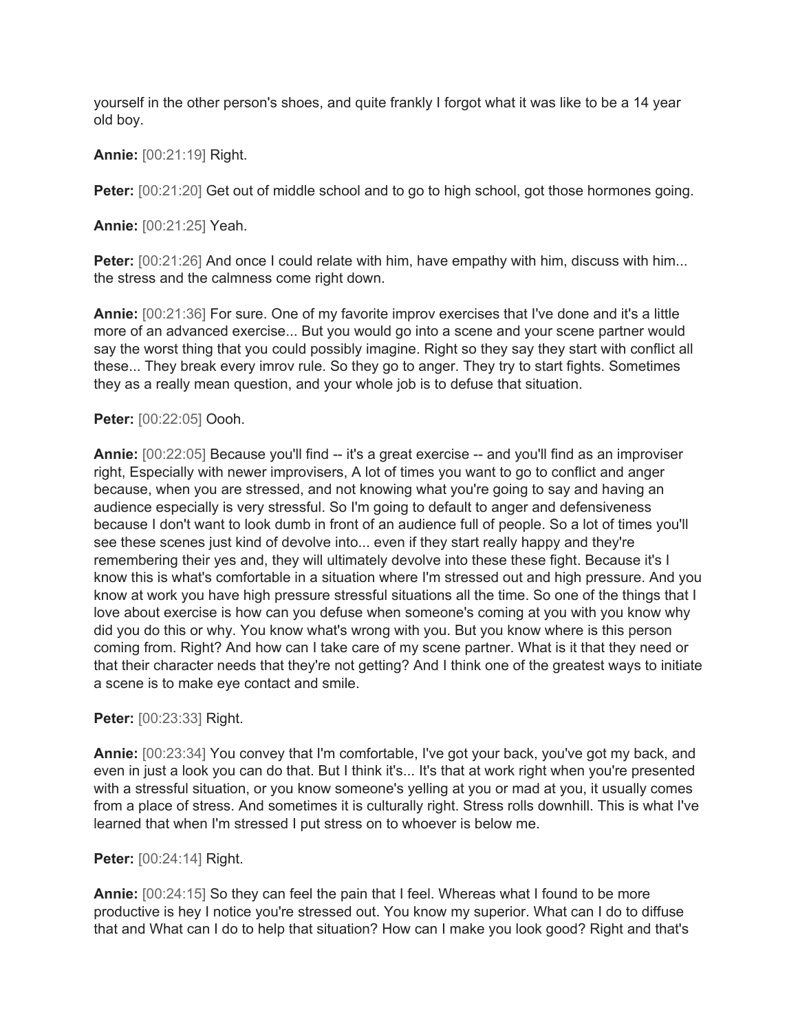yourself in the other person's shoes, and quite frankly I forgot what it was like to be a 14 year old boy.

**Annie:** [00:21:19] Right.

**Peter:** [00:21:20] Get out of middle school and to go to high school, got those hormones going.

**Annie:** [00:21:25] Yeah.

**Peter:** [00:21:26] And once I could relate with him, have empathy with him, discuss with him... the stress and the calmness come right down.

**Annie:** [00:21:36] For sure. One of my favorite improv exercises that I've done and it's a little more of an advanced exercise... But you would go into a scene and your scene partner would say the worst thing that you could possibly imagine. Right so they say they start with conflict all these... They break every imrov rule. So they go to anger. They try to start fights. Sometimes they as a really mean question, and your whole job is to defuse that situation.

**Peter:** [00:22:05] Oooh.

**Annie:** [00:22:05] Because you'll find -- it's a great exercise -- and you'll find as an improviser right, Especially with newer improvisers, A lot of times you want to go to conflict and anger because, when you are stressed, and not knowing what you're going to say and having an audience especially is very stressful. So I'm going to default to anger and defensiveness because I don't want to look dumb in front of an audience full of people. So a lot of times you'll see these scenes just kind of devolve into... even if they start really happy and they're remembering their yes and, they will ultimately devolve into these these fight. Because it's I know this is what's comfortable in a situation where I'm stressed out and high pressure. And you know at work you have high pressure stressful situations all the time. So one of the things that I love about exercise is how can you defuse when someone's coming at you with you know why did you do this or why. You know what's wrong with you. But you know where is this person coming from. Right? And how can I take care of my scene partner. What is it that they need or that their character needs that they're not getting? And I think one of the greatest ways to initiate a scene is to make eye contact and smile.

**Peter:** [00:23:33] Right.

**Annie:** [00:23:34] You convey that I'm comfortable, I've got your back, you've got my back, and even in just a look you can do that. But I think it's... It's that at work right when you're presented with a stressful situation, or you know someone's yelling at you or mad at you, it usually comes from a place of stress. And sometimes it is culturally right. Stress rolls downhill. This is what I've learned that when I'm stressed I put stress on to whoever is below me.

**Peter:** [00:24:14] Right.

**Annie:** [00:24:15] So they can feel the pain that I feel. Whereas what I found to be more productive is hey I notice you're stressed out. You know my superior. What can I do to diffuse that and What can I do to help that situation? How can I make you look good? Right and that's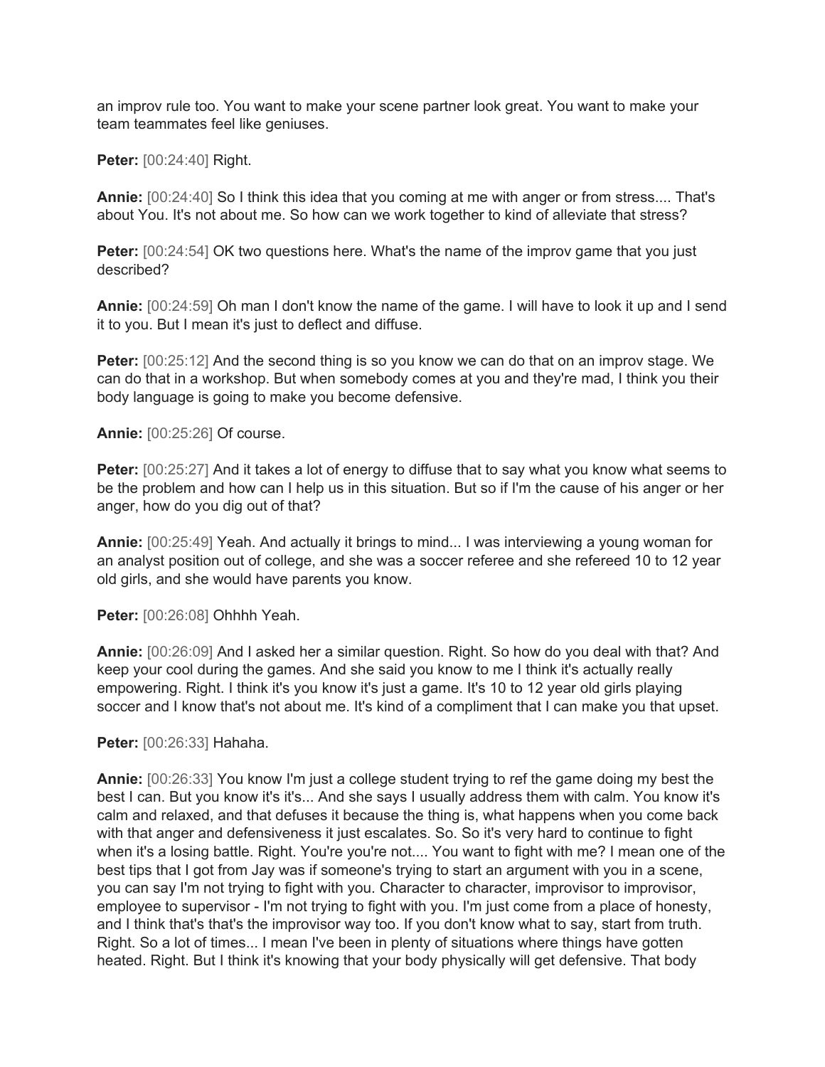an improv rule too. You want to make your scene partner look great. You want to make your team teammates feel like geniuses.

**Peter:** [00:24:40] Right.

**Annie:** [00:24:40] So I think this idea that you coming at me with anger or from stress.... That's about You. It's not about me. So how can we work together to kind of alleviate that stress?

**Peter:** [00:24:54] OK two questions here. What's the name of the improv game that you just described?

**Annie:** [00:24:59] Oh man I don't know the name of the game. I will have to look it up and I send it to you. But I mean it's just to deflect and diffuse.

**Peter:** [00:25:12] And the second thing is so you know we can do that on an improv stage. We can do that in a workshop. But when somebody comes at you and they're mad, I think you their body language is going to make you become defensive.

**Annie:** [00:25:26] Of course.

**Peter:** [00:25:27] And it takes a lot of energy to diffuse that to say what you know what seems to be the problem and how can I help us in this situation. But so if I'm the cause of his anger or her anger, how do you dig out of that?

**Annie:** [00:25:49] Yeah. And actually it brings to mind... I was interviewing a young woman for an analyst position out of college, and she was a soccer referee and she refereed 10 to 12 year old girls, and she would have parents you know.

**Peter:** [00:26:08] Ohhhh Yeah.

**Annie:** [00:26:09] And I asked her a similar question. Right. So how do you deal with that? And keep your cool during the games. And she said you know to me I think it's actually really empowering. Right. I think it's you know it's just a game. It's 10 to 12 year old girls playing soccer and I know that's not about me. It's kind of a compliment that I can make you that upset.

**Peter:** [00:26:33] Hahaha.

**Annie:** [00:26:33] You know I'm just a college student trying to ref the game doing my best the best I can. But you know it's it's... And she says I usually address them with calm. You know it's calm and relaxed, and that defuses it because the thing is, what happens when you come back with that anger and defensiveness it just escalates. So. So it's very hard to continue to fight when it's a losing battle. Right. You're you're not.... You want to fight with me? I mean one of the best tips that I got from Jay was if someone's trying to start an argument with you in a scene, you can say I'm not trying to fight with you. Character to character, improvisor to improvisor, employee to supervisor - I'm not trying to fight with you. I'm just come from a place of honesty, and I think that's that's the improvisor way too. If you don't know what to say, start from truth. Right. So a lot of times... I mean I've been in plenty of situations where things have gotten heated. Right. But I think it's knowing that your body physically will get defensive. That body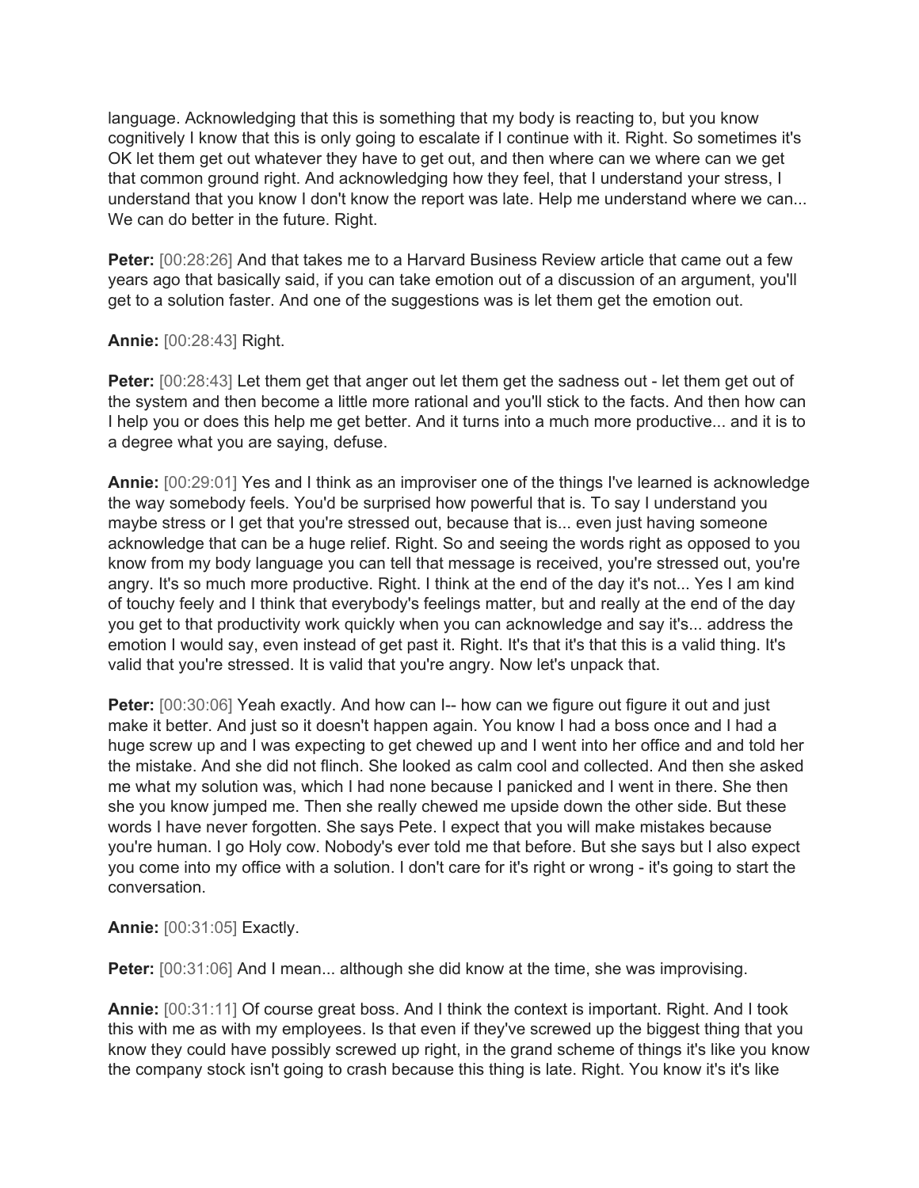language. Acknowledging that this is something that my body is reacting to, but you know cognitively I know that this is only going to escalate if I continue with it. Right. So sometimes it's OK let them get out whatever they have to get out, and then where can we where can we get that common ground right. And acknowledging how they feel, that I understand your stress, I understand that you know I don't know the report was late. Help me understand where we can... We can do better in the future. Right.

**Peter:** [00:28:26] And that takes me to a Harvard Business Review article that came out a few years ago that basically said, if you can take emotion out of a discussion of an argument, you'll get to a solution faster. And one of the suggestions was is let them get the emotion out.

**Annie:** [00:28:43] Right.

**Peter:** [00:28:43] Let them get that anger out let them get the sadness out - let them get out of the system and then become a little more rational and you'll stick to the facts. And then how can I help you or does this help me get better. And it turns into a much more productive... and it is to a degree what you are saying, defuse.

**Annie:** [00:29:01] Yes and I think as an improviser one of the things I've learned is acknowledge the way somebody feels. You'd be surprised how powerful that is. To say I understand you maybe stress or I get that you're stressed out, because that is... even just having someone acknowledge that can be a huge relief. Right. So and seeing the words right as opposed to you know from my body language you can tell that message is received, you're stressed out, you're angry. It's so much more productive. Right. I think at the end of the day it's not... Yes I am kind of touchy feely and I think that everybody's feelings matter, but and really at the end of the day you get to that productivity work quickly when you can acknowledge and say it's... address the emotion I would say, even instead of get past it. Right. It's that it's that this is a valid thing. It's valid that you're stressed. It is valid that you're angry. Now let's unpack that.

**Peter:** [00:30:06] Yeah exactly. And how can I-- how can we figure out figure it out and just make it better. And just so it doesn't happen again. You know I had a boss once and I had a huge screw up and I was expecting to get chewed up and I went into her office and and told her the mistake. And she did not flinch. She looked as calm cool and collected. And then she asked me what my solution was, which I had none because I panicked and I went in there. She then she you know jumped me. Then she really chewed me upside down the other side. But these words I have never forgotten. She says Pete. I expect that you will make mistakes because you're human. I go Holy cow. Nobody's ever told me that before. But she says but I also expect you come into my office with a solution. I don't care for it's right or wrong - it's going to start the conversation.

**Annie:** [00:31:05] Exactly.

**Peter:** [00:31:06] And I mean... although she did know at the time, she was improvising.

**Annie:** [00:31:11] Of course great boss. And I think the context is important. Right. And I took this with me as with my employees. Is that even if they've screwed up the biggest thing that you know they could have possibly screwed up right, in the grand scheme of things it's like you know the company stock isn't going to crash because this thing is late. Right. You know it's it's like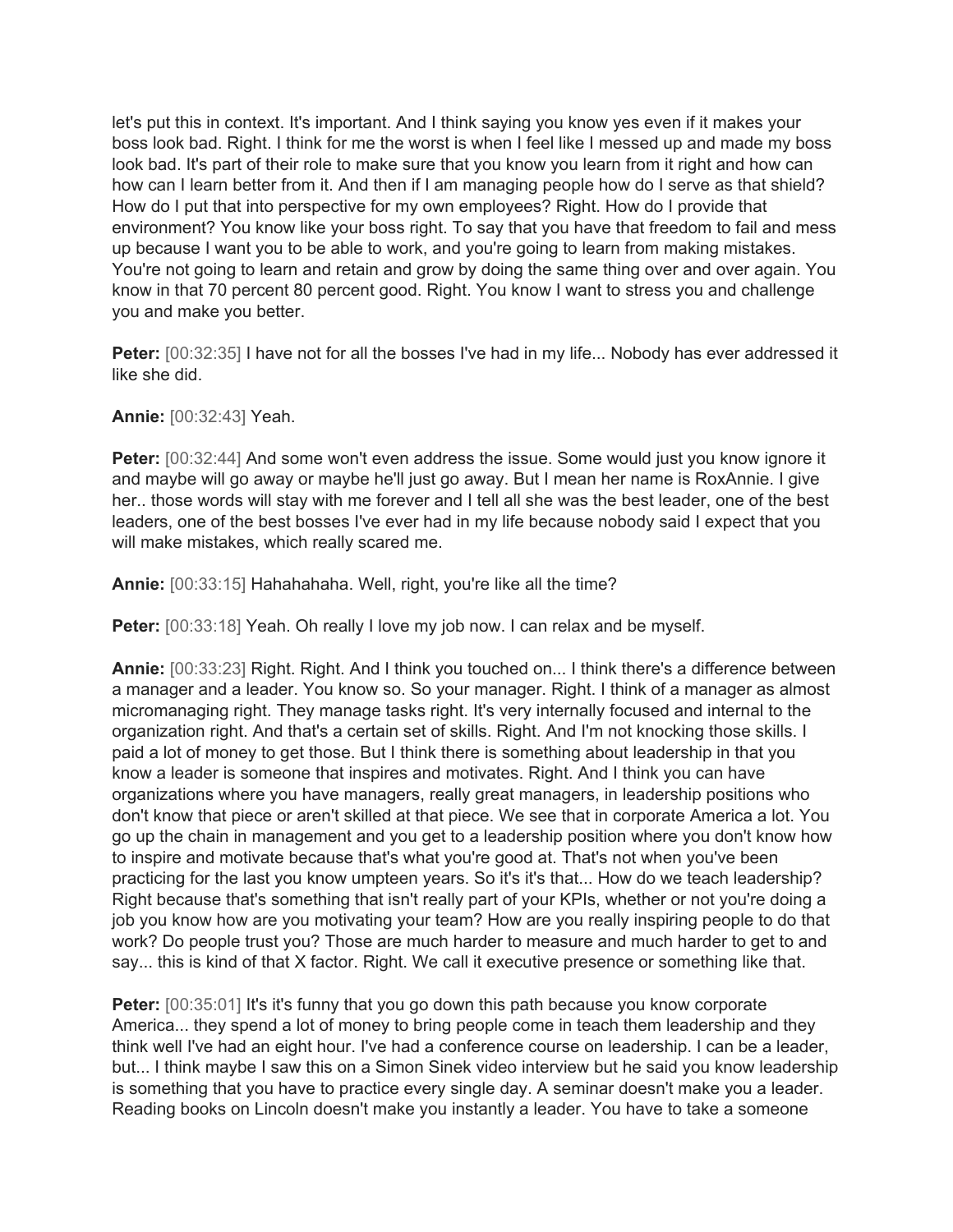let's put this in context. It's important. And I think saying you know yes even if it makes your boss look bad. Right. I think for me the worst is when I feel like I messed up and made my boss look bad. It's part of their role to make sure that you know you learn from it right and how can how can I learn better from it. And then if I am managing people how do I serve as that shield? How do I put that into perspective for my own employees? Right. How do I provide that environment? You know like your boss right. To say that you have that freedom to fail and mess up because I want you to be able to work, and you're going to learn from making mistakes. You're not going to learn and retain and grow by doing the same thing over and over again. You know in that 70 percent 80 percent good. Right. You know I want to stress you and challenge you and make you better.

**Peter:** [00:32:35] I have not for all the bosses I've had in my life... Nobody has ever addressed it like she did.

**Annie:** [00:32:43] Yeah.

**Peter:** [00:32:44] And some won't even address the issue. Some would just you know ignore it and maybe will go away or maybe he'll just go away. But I mean her name is RoxAnnie. I give her.. those words will stay with me forever and I tell all she was the best leader, one of the best leaders, one of the best bosses I've ever had in my life because nobody said I expect that you will make mistakes, which really scared me.

**Annie:** [00:33:15] Hahahahaha. Well, right, you're like all the time?

**Peter:** [00:33:18] Yeah. Oh really I love my job now. I can relax and be myself.

**Annie:** [00:33:23] Right. Right. And I think you touched on... I think there's a difference between a manager and a leader. You know so. So your manager. Right. I think of a manager as almost micromanaging right. They manage tasks right. It's very internally focused and internal to the organization right. And that's a certain set of skills. Right. And I'm not knocking those skills. I paid a lot of money to get those. But I think there is something about leadership in that you know a leader is someone that inspires and motivates. Right. And I think you can have organizations where you have managers, really great managers, in leadership positions who don't know that piece or aren't skilled at that piece. We see that in corporate America a lot. You go up the chain in management and you get to a leadership position where you don't know how to inspire and motivate because that's what you're good at. That's not when you've been practicing for the last you know umpteen years. So it's it's that... How do we teach leadership? Right because that's something that isn't really part of your KPIs, whether or not you're doing a job you know how are you motivating your team? How are you really inspiring people to do that work? Do people trust you? Those are much harder to measure and much harder to get to and say... this is kind of that X factor. Right. We call it executive presence or something like that.

**Peter:** [00:35:01] It's it's funny that you go down this path because you know corporate America... they spend a lot of money to bring people come in teach them leadership and they think well I've had an eight hour. I've had a conference course on leadership. I can be a leader, but... I think maybe I saw this on a Simon Sinek video interview but he said you know leadership is something that you have to practice every single day. A seminar doesn't make you a leader. Reading books on Lincoln doesn't make you instantly a leader. You have to take a someone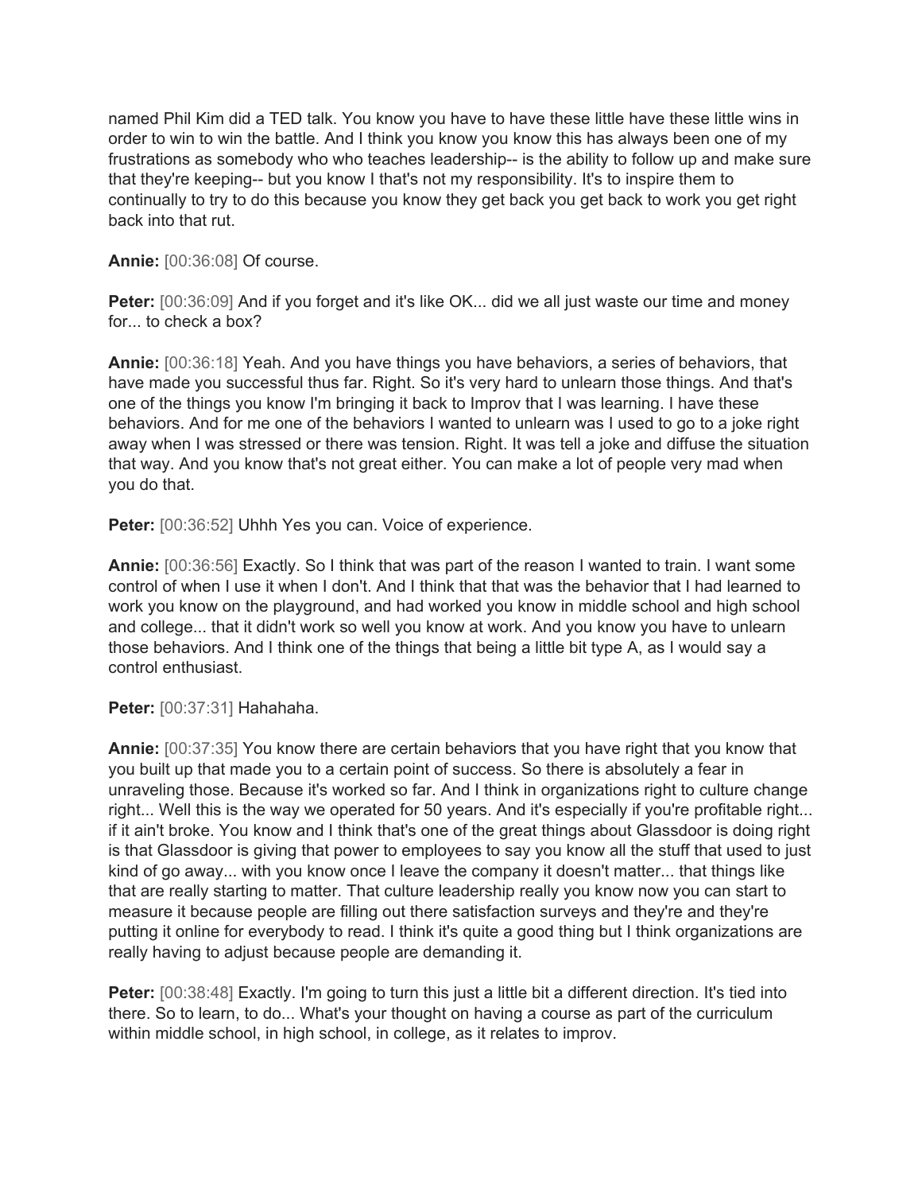named Phil Kim did a TED talk. You know you have to have these little have these little wins in order to win to win the battle. And I think you know you know this has always been one of my frustrations as somebody who who teaches leadership-- is the ability to follow up and make sure that they're keeping-- but you know I that's not my responsibility. It's to inspire them to continually to try to do this because you know they get back you get back to work you get right back into that rut.

**Annie:** [00:36:08] Of course.

**Peter:** [00:36:09] And if you forget and it's like OK... did we all just waste our time and money for... to check a box?

**Annie:** [00:36:18] Yeah. And you have things you have behaviors, a series of behaviors, that have made you successful thus far. Right. So it's very hard to unlearn those things. And that's one of the things you know I'm bringing it back to Improv that I was learning. I have these behaviors. And for me one of the behaviors I wanted to unlearn was I used to go to a joke right away when I was stressed or there was tension. Right. It was tell a joke and diffuse the situation that way. And you know that's not great either. You can make a lot of people very mad when you do that.

**Peter:** [00:36:52] Uhhh Yes you can. Voice of experience.

**Annie:** [00:36:56] Exactly. So I think that was part of the reason I wanted to train. I want some control of when I use it when I don't. And I think that that was the behavior that I had learned to work you know on the playground, and had worked you know in middle school and high school and college... that it didn't work so well you know at work. And you know you have to unlearn those behaviors. And I think one of the things that being a little bit type A, as I would say a control enthusiast.

**Peter:** [00:37:31] Hahahaha.

**Annie:** [00:37:35] You know there are certain behaviors that you have right that you know that you built up that made you to a certain point of success. So there is absolutely a fear in unraveling those. Because it's worked so far. And I think in organizations right to culture change right... Well this is the way we operated for 50 years. And it's especially if you're profitable right... if it ain't broke. You know and I think that's one of the great things about Glassdoor is doing right is that Glassdoor is giving that power to employees to say you know all the stuff that used to just kind of go away... with you know once I leave the company it doesn't matter... that things like that are really starting to matter. That culture leadership really you know now you can start to measure it because people are filling out there satisfaction surveys and they're and they're putting it online for everybody to read. I think it's quite a good thing but I think organizations are really having to adjust because people are demanding it.

**Peter:** [00:38:48] Exactly. I'm going to turn this just a little bit a different direction. It's tied into there. So to learn, to do... What's your thought on having a course as part of the curriculum within middle school, in high school, in college, as it relates to improv.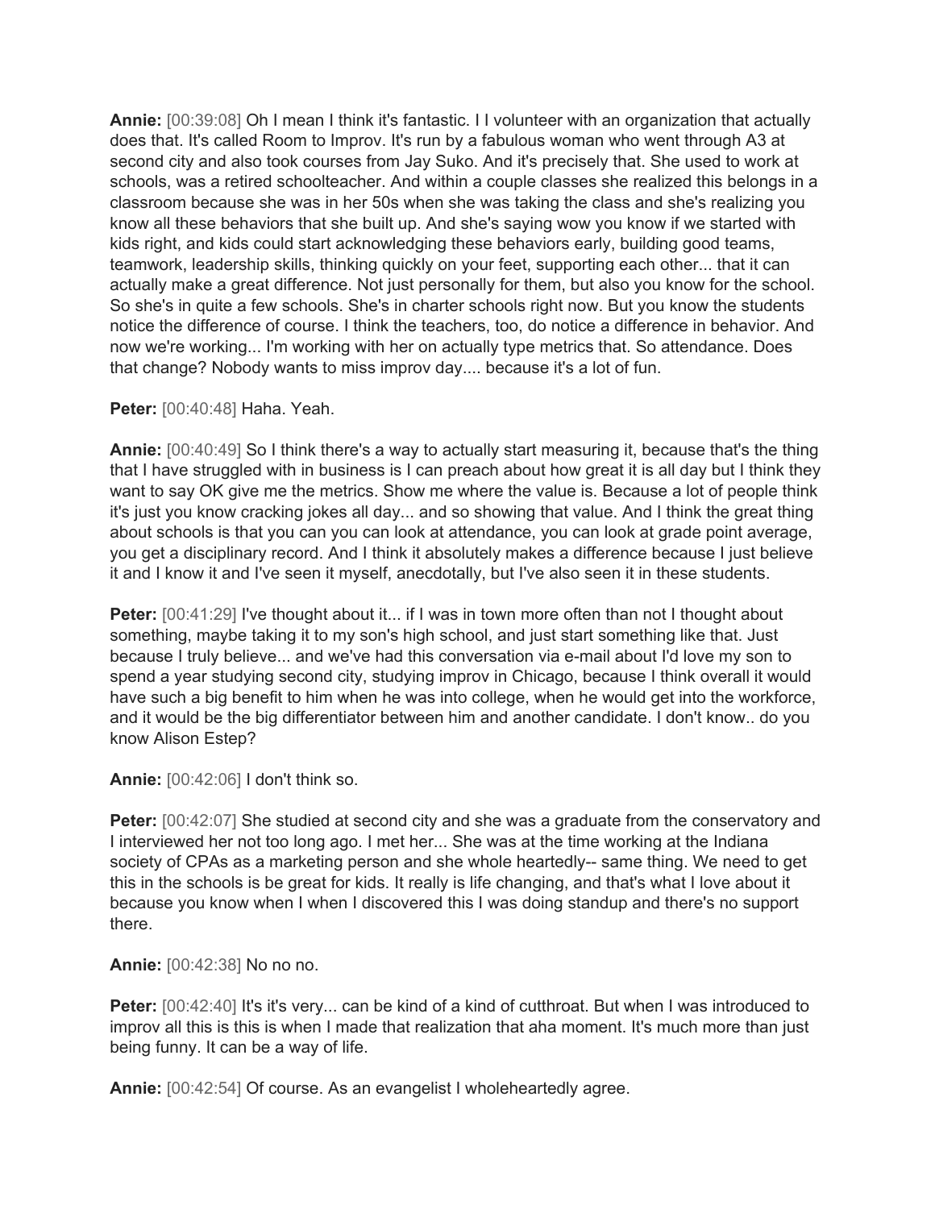**Annie:** [00:39:08] Oh I mean I think it's fantastic. I I volunteer with an organization that actually does that. It's called Room to Improv. It's run by a fabulous woman who went through A3 at second city and also took courses from Jay Suko. And it's precisely that. She used to work at schools, was a retired schoolteacher. And within a couple classes she realized this belongs in a classroom because she was in her 50s when she was taking the class and she's realizing you know all these behaviors that she built up. And she's saying wow you know if we started with kids right, and kids could start acknowledging these behaviors early, building good teams, teamwork, leadership skills, thinking quickly on your feet, supporting each other... that it can actually make a great difference. Not just personally for them, but also you know for the school. So she's in quite a few schools. She's in charter schools right now. But you know the students notice the difference of course. I think the teachers, too, do notice a difference in behavior. And now we're working... I'm working with her on actually type metrics that. So attendance. Does that change? Nobody wants to miss improv day.... because it's a lot of fun.

**Peter:** [00:40:48] Haha. Yeah.

**Annie:** [00:40:49] So I think there's a way to actually start measuring it, because that's the thing that I have struggled with in business is I can preach about how great it is all day but I think they want to say OK give me the metrics. Show me where the value is. Because a lot of people think it's just you know cracking jokes all day... and so showing that value. And I think the great thing about schools is that you can you can look at attendance, you can look at grade point average, you get a disciplinary record. And I think it absolutely makes a difference because I just believe it and I know it and I've seen it myself, anecdotally, but I've also seen it in these students.

**Peter:** [00:41:29] I've thought about it... if I was in town more often than not I thought about something, maybe taking it to my son's high school, and just start something like that. Just because I truly believe... and we've had this conversation via e-mail about I'd love my son to spend a year studying second city, studying improv in Chicago, because I think overall it would have such a big benefit to him when he was into college, when he would get into the workforce, and it would be the big differentiator between him and another candidate. I don't know.. do you know Alison Estep?

**Annie:** [00:42:06] I don't think so.

**Peter:** [00:42:07] She studied at second city and she was a graduate from the conservatory and I interviewed her not too long ago. I met her... She was at the time working at the Indiana society of CPAs as a marketing person and she whole heartedly-- same thing. We need to get this in the schools is be great for kids. It really is life changing, and that's what I love about it because you know when I when I discovered this I was doing standup and there's no support there.

**Annie:** [00:42:38] No no no.

**Peter:** [00:42:40] It's it's very... can be kind of a kind of cutthroat. But when I was introduced to improv all this is this is when I made that realization that aha moment. It's much more than just being funny. It can be a way of life.

**Annie:** [00:42:54] Of course. As an evangelist I wholeheartedly agree.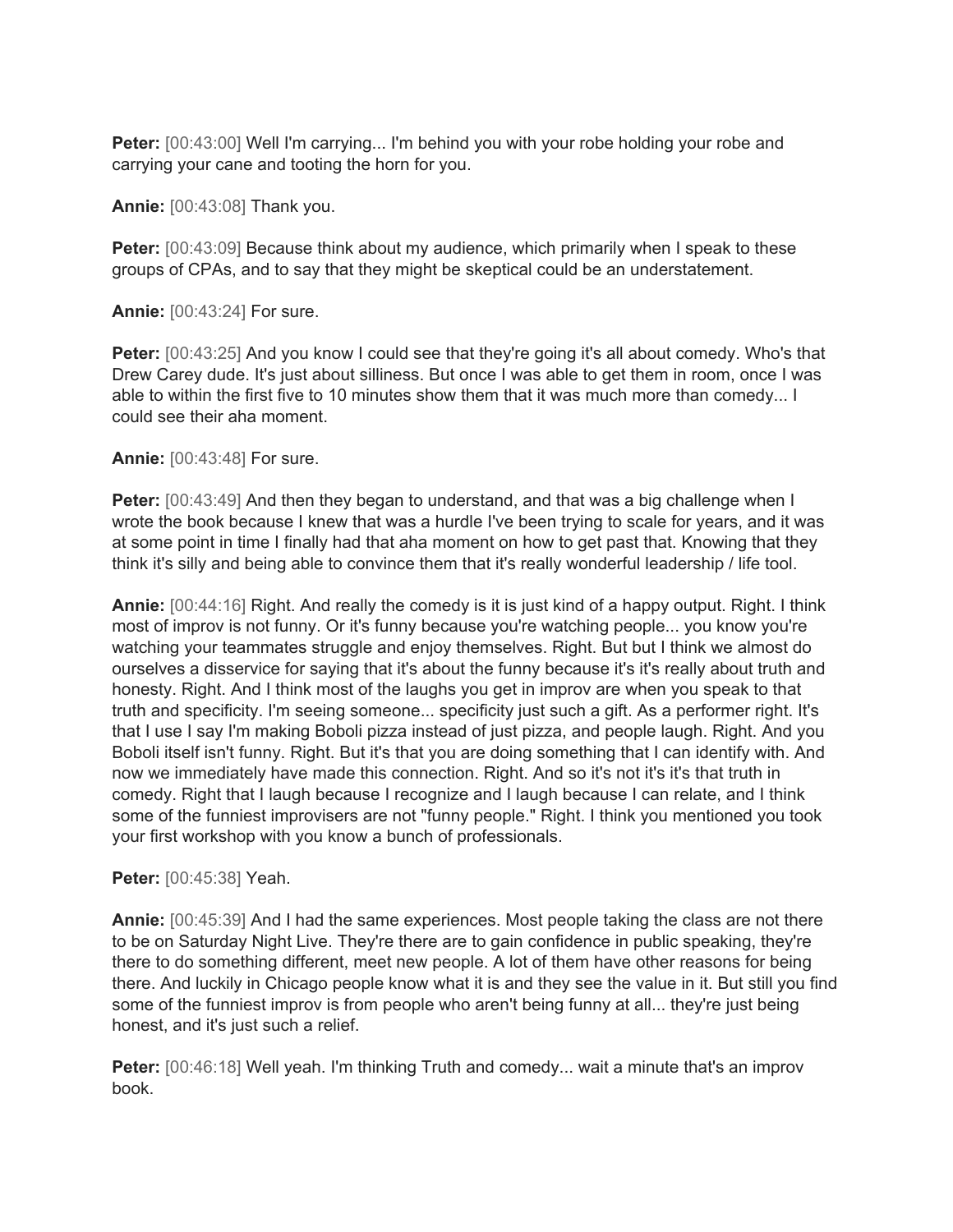**Peter:** [00:43:00] Well I'm carrying... I'm behind you with your robe holding your robe and carrying your cane and tooting the horn for you.

**Annie:** [00:43:08] Thank you.

**Peter:** [00:43:09] Because think about my audience, which primarily when I speak to these groups of CPAs, and to say that they might be skeptical could be an understatement.

**Annie:** [00:43:24] For sure.

**Peter:** [00:43:25] And you know I could see that they're going it's all about comedy. Who's that Drew Carey dude. It's just about silliness. But once I was able to get them in room, once I was able to within the first five to 10 minutes show them that it was much more than comedy... I could see their aha moment.

**Annie:** [00:43:48] For sure.

**Peter:** [00:43:49] And then they began to understand, and that was a big challenge when I wrote the book because I knew that was a hurdle I've been trying to scale for years, and it was at some point in time I finally had that aha moment on how to get past that. Knowing that they think it's silly and being able to convince them that it's really wonderful leadership / life tool.

**Annie:** [00:44:16] Right. And really the comedy is it is just kind of a happy output. Right. I think most of improv is not funny. Or it's funny because you're watching people... you know you're watching your teammates struggle and enjoy themselves. Right. But but I think we almost do ourselves a disservice for saying that it's about the funny because it's it's really about truth and honesty. Right. And I think most of the laughs you get in improv are when you speak to that truth and specificity. I'm seeing someone... specificity just such a gift. As a performer right. It's that I use I say I'm making Boboli pizza instead of just pizza, and people laugh. Right. And you Boboli itself isn't funny. Right. But it's that you are doing something that I can identify with. And now we immediately have made this connection. Right. And so it's not it's it's that truth in comedy. Right that I laugh because I recognize and I laugh because I can relate, and I think some of the funniest improvisers are not "funny people." Right. I think you mentioned you took your first workshop with you know a bunch of professionals.

**Peter:** [00:45:38] Yeah.

**Annie:** [00:45:39] And I had the same experiences. Most people taking the class are not there to be on Saturday Night Live. They're there are to gain confidence in public speaking, they're there to do something different, meet new people. A lot of them have other reasons for being there. And luckily in Chicago people know what it is and they see the value in it. But still you find some of the funniest improv is from people who aren't being funny at all... they're just being honest, and it's just such a relief.

**Peter:** [00:46:18] Well yeah. I'm thinking Truth and comedy... wait a minute that's an improv book.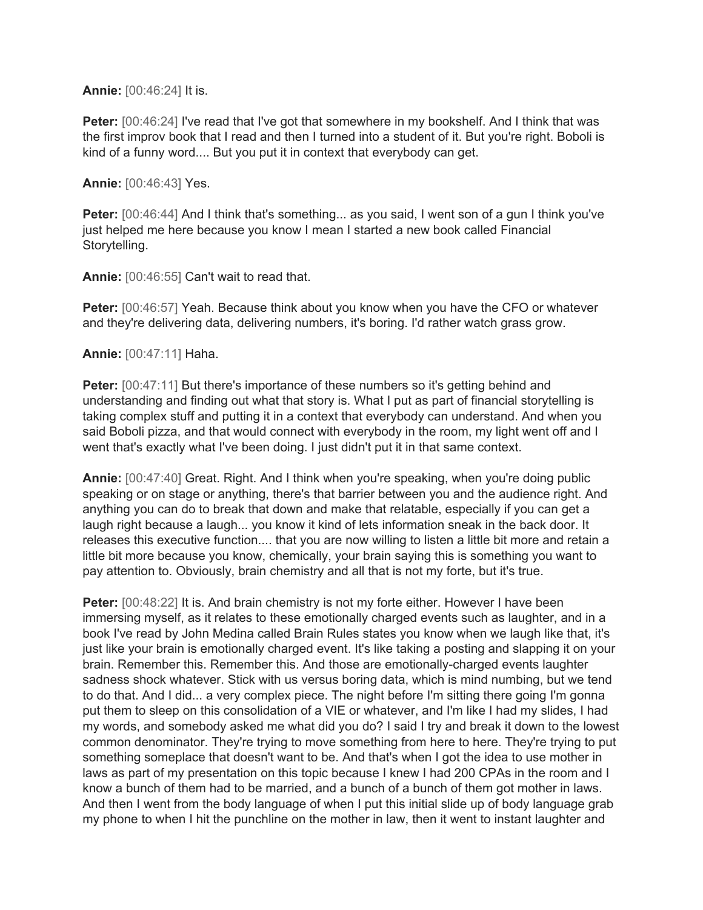**Annie:** [00:46:24] It is.

**Peter:** [00:46:24] I've read that I've got that somewhere in my bookshelf. And I think that was the first improv book that I read and then I turned into a student of it. But you're right. Boboli is kind of a funny word.... But you put it in context that everybody can get.

**Annie:** [00:46:43] Yes.

**Peter:** [00:46:44] And I think that's something... as you said, I went son of a gun I think you've just helped me here because you know I mean I started a new book called Financial Storytelling.

**Annie:** [00:46:55] Can't wait to read that.

**Peter:** [00:46:57] Yeah. Because think about you know when you have the CFO or whatever and they're delivering data, delivering numbers, it's boring. I'd rather watch grass grow.

**Annie:** [00:47:11] Haha.

**Peter:** [00:47:11] But there's importance of these numbers so it's getting behind and understanding and finding out what that story is. What I put as part of financial storytelling is taking complex stuff and putting it in a context that everybody can understand. And when you said Boboli pizza, and that would connect with everybody in the room, my light went off and I went that's exactly what I've been doing. I just didn't put it in that same context.

**Annie:** [00:47:40] Great. Right. And I think when you're speaking, when you're doing public speaking or on stage or anything, there's that barrier between you and the audience right. And anything you can do to break that down and make that relatable, especially if you can get a laugh right because a laugh... you know it kind of lets information sneak in the back door. It releases this executive function.... that you are now willing to listen a little bit more and retain a little bit more because you know, chemically, your brain saying this is something you want to pay attention to. Obviously, brain chemistry and all that is not my forte, but it's true.

**Peter:** [00:48:22] It is. And brain chemistry is not my forte either. However I have been immersing myself, as it relates to these emotionally charged events such as laughter, and in a book I've read by John Medina called Brain Rules states you know when we laugh like that, it's just like your brain is emotionally charged event. It's like taking a posting and slapping it on your brain. Remember this. Remember this. And those are emotionally-charged events laughter sadness shock whatever. Stick with us versus boring data, which is mind numbing, but we tend to do that. And I did... a very complex piece. The night before I'm sitting there going I'm gonna put them to sleep on this consolidation of a VIE or whatever, and I'm like I had my slides, I had my words, and somebody asked me what did you do? I said I try and break it down to the lowest common denominator. They're trying to move something from here to here. They're trying to put something someplace that doesn't want to be. And that's when I got the idea to use mother in laws as part of my presentation on this topic because I knew I had 200 CPAs in the room and I know a bunch of them had to be married, and a bunch of a bunch of them got mother in laws. And then I went from the body language of when I put this initial slide up of body language grab my phone to when I hit the punchline on the mother in law, then it went to instant laughter and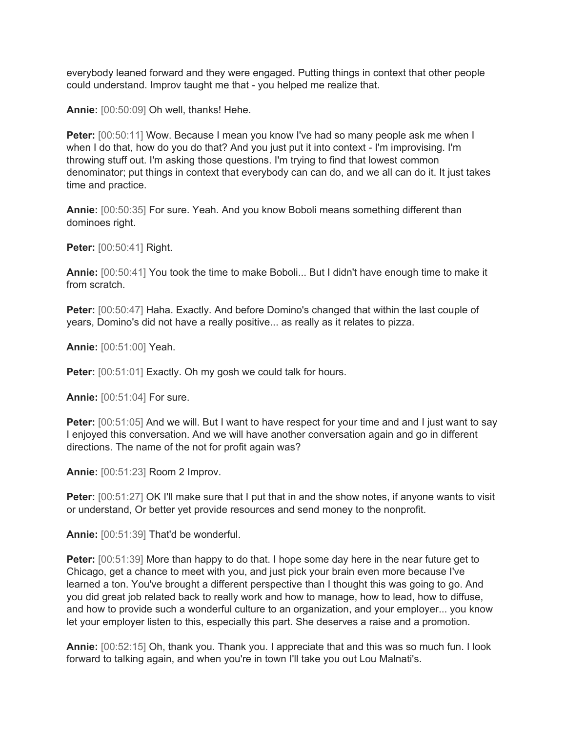everybody leaned forward and they were engaged. Putting things in context that other people could understand. Improv taught me that - you helped me realize that.

**Annie:** [00:50:09] Oh well, thanks! Hehe.

**Peter:** [00:50:11] Wow. Because I mean you know I've had so many people ask me when I when I do that, how do you do that? And you just put it into context - I'm improvising. I'm throwing stuff out. I'm asking those questions. I'm trying to find that lowest common denominator; put things in context that everybody can can do, and we all can do it. It just takes time and practice.

**Annie:** [00:50:35] For sure. Yeah. And you know Boboli means something different than dominoes right.

**Peter:** [00:50:41] Right.

**Annie:** [00:50:41] You took the time to make Boboli... But I didn't have enough time to make it from scratch.

**Peter:** [00:50:47] Haha. Exactly. And before Domino's changed that within the last couple of years, Domino's did not have a really positive... as really as it relates to pizza.

**Annie:** [00:51:00] Yeah.

**Peter:** [00:51:01] Exactly. Oh my gosh we could talk for hours.

**Annie:** [00:51:04] For sure.

**Peter:** [00:51:05] And we will. But I want to have respect for your time and and I just want to say I enjoyed this conversation. And we will have another conversation again and go in different directions. The name of the not for profit again was?

**Annie:** [00:51:23] Room 2 Improv.

**Peter:** [00:51:27] OK I'll make sure that I put that in and the show notes, if anyone wants to visit or understand, Or better yet provide resources and send money to the nonprofit.

**Annie:** [00:51:39] That'd be wonderful.

**Peter:** [00:51:39] More than happy to do that. I hope some day here in the near future get to Chicago, get a chance to meet with you, and just pick your brain even more because I've learned a ton. You've brought a different perspective than I thought this was going to go. And you did great job related back to really work and how to manage, how to lead, how to diffuse, and how to provide such a wonderful culture to an organization, and your employer... you know let your employer listen to this, especially this part. She deserves a raise and a promotion.

**Annie:** [00:52:15] Oh, thank you. Thank you. I appreciate that and this was so much fun. I look forward to talking again, and when you're in town I'll take you out Lou Malnati's.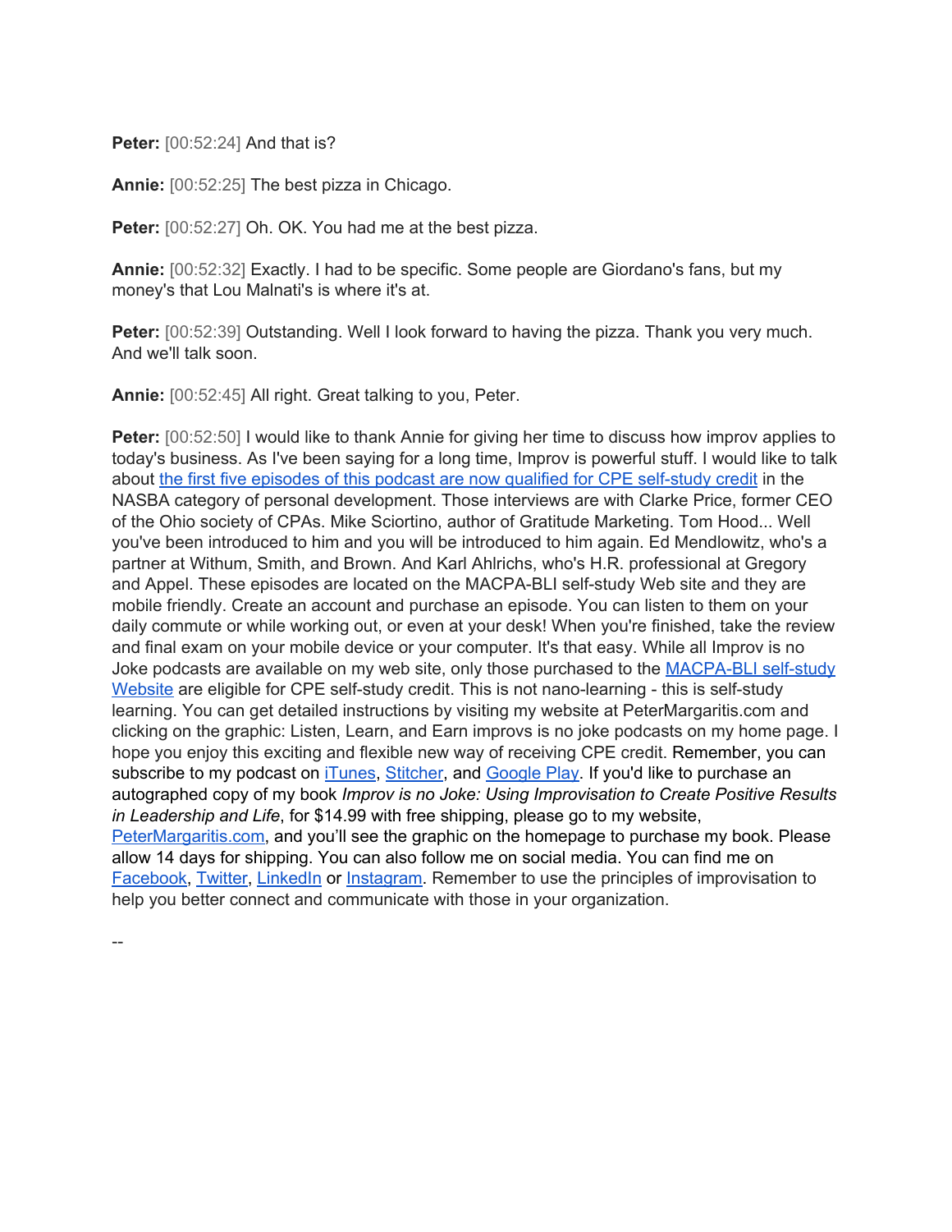**Peter:** [00:52:24] And that is?

**Annie:** [00:52:25] The best pizza in Chicago.

**Peter:** [00:52:27] Oh. OK. You had me at the best pizza.

**Annie:** [00:52:32] Exactly. I had to be specific. Some people are Giordano's fans, but my money's that Lou Malnati's is where it's at.

**Peter:** [00:52:39] Outstanding. Well I look forward to having the pizza. Thank you very much. And we'll talk soon.

**Annie:** [00:52:45] All right. Great talking to you, Peter.

**Peter:** [00:52:50] I would like to thank Annie for giving her time to discuss how improv applies to today's business. As I've been saying for a long time, Improv is powerful stuff. I would like to talk about the first five episodes of this podcast are now qualified for CPE self-study credit in the NASBA category of personal development. Those interviews are with Clarke Price, former CEO of the Ohio society of CPAs. Mike Sciortino, author of Gratitude Marketing. Tom Hood... Well you've been introduced to him and you will be introduced to him again. Ed Mendlowitz, who's a partner at Withum, Smith, and Brown. And Karl Ahlrichs, who's H.R. professional at Gregory and Appel. These episodes are located on the MACPA-BLI self-study Web site and they are mobile friendly. Create an account and purchase an episode. You can listen to them on your daily commute or while working out, or even at your desk! When you're finished, take the review and final exam on your mobile device or your computer. It's that easy. While all Improv is no Joke podcasts are available on my web site, only those purchased to the MACPA-BLI self-study Website are eligible for CPE self-study credit. This is not nano-learning - this is self-study learning. You can get detailed instructions by visiting my website at PeterMargaritis.com and clicking on the graphic: Listen, Learn, and Earn improvs is no joke podcasts on my home page. I hope you enjoy this exciting and flexible new way of receiving CPE credit. Remember, you can subscribe to my podcast on iTunes, Stitcher, and Google Play. If you'd like to purchase an autographed copy of my book *Improv is no Joke: Using Improvisation to Create Positive Results in Leadership and Life*, for $14.99 with free shipping, please go to my website, PeterMargaritis.com, and you'll see the graphic on the homepage to purchase my book. Please allow 14 days for shipping. You can also follow me on social media. You can find me on Facebook, Twitter, LinkedIn or Instagram. Remember to use the principles of improvisation to help you better connect and communicate with those in your organization.

--